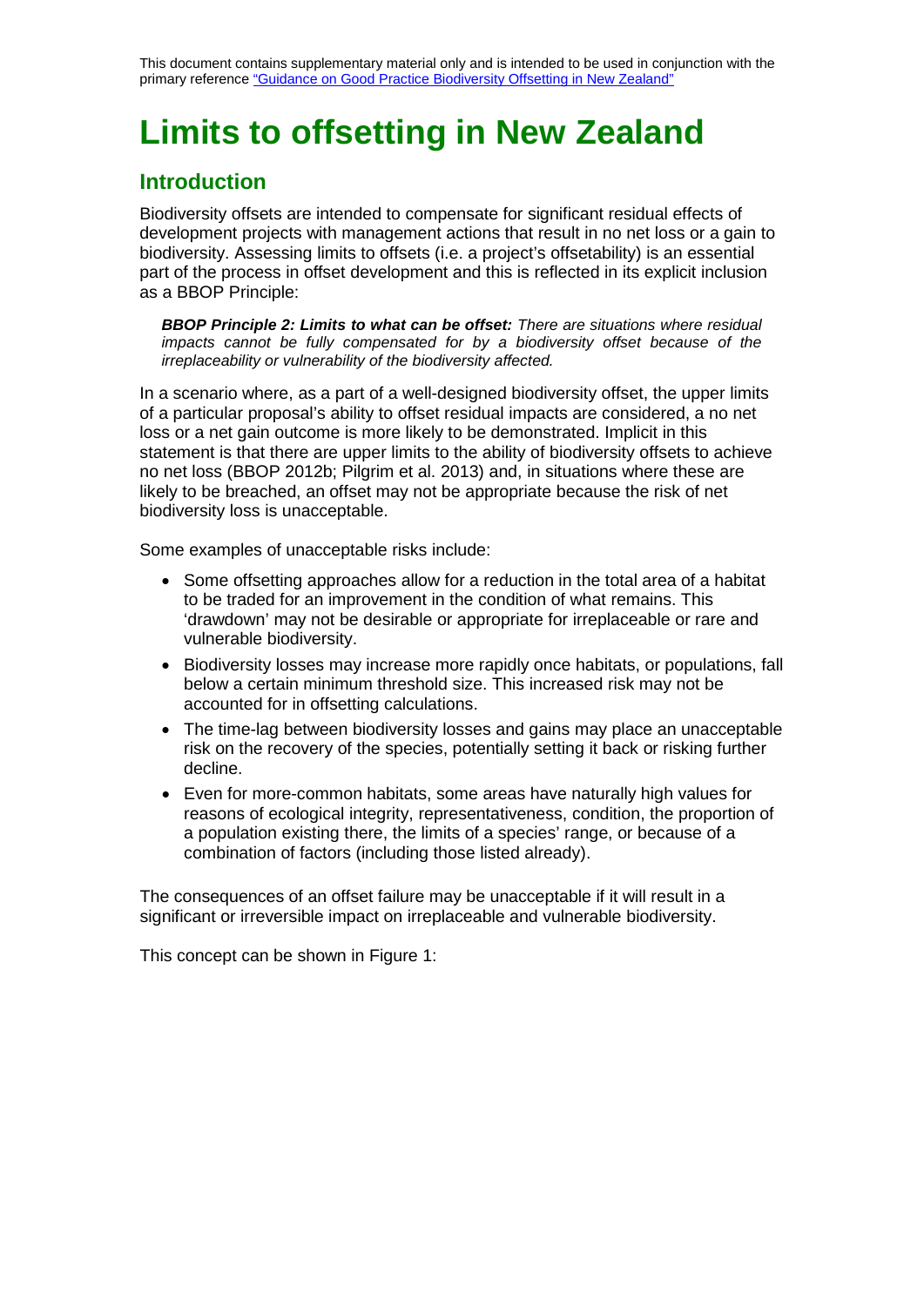This document contains supplementary material only and is intended to be used in conjunction with the primary reference "Guidance on Good Practice Biodiversity Offsetting in New Zealand"

# Limits to offsetting in New Zealand

## Introduction

Biodiversity offsets are intended to compensate for significant residual effects of development projects with management actions that result in no net loss or a gain to biodiversity. Assessing limits to offsets (i.e. a project's offsetability) is an essential part of the process in offset development and this is reflected in its explicit inclusion as a BBOP Principle:

> ***BBOP Principle 2: Limits to what can be offset:*** *There are situations where residual impacts cannot be fully compensated for by a biodiversity offset because of the irreplaceability or vulnerability of the biodiversity affected.*

In a scenario where, as a part of a well-designed biodiversity offset, the upper limits of a particular proposal's ability to offset residual impacts are considered, a no net loss or a net gain outcome is more likely to be demonstrated. Implicit in this statement is that there are upper limits to the ability of biodiversity offsets to achieve no net loss (BBOP 2012b; Pilgrim et al. 2013) and, in situations where these are likely to be breached, an offset may not be appropriate because the risk of net biodiversity loss is unacceptable.

Some examples of unacceptable risks include:

- Some offsetting approaches allow for a reduction in the total area of a habitat to be traded for an improvement in the condition of what remains. This 'drawdown' may not be desirable or appropriate for irreplaceable or rare and vulnerable biodiversity.
- Biodiversity losses may increase more rapidly once habitats, or populations, fall below a certain minimum threshold size. This increased risk may not be accounted for in offsetting calculations.
- The time-lag between biodiversity losses and gains may place an unacceptable risk on the recovery of the species, potentially setting it back or risking further decline.
- Even for more-common habitats, some areas have naturally high values for reasons of ecological integrity, representativeness, condition, the proportion of a population existing there, the limits of a species' range, or because of a combination of factors (including those listed already).

The consequences of an offset failure may be unacceptable if it will result in a significant or irreversible impact on irreplaceable and vulnerable biodiversity.

This concept can be shown in Figure 1: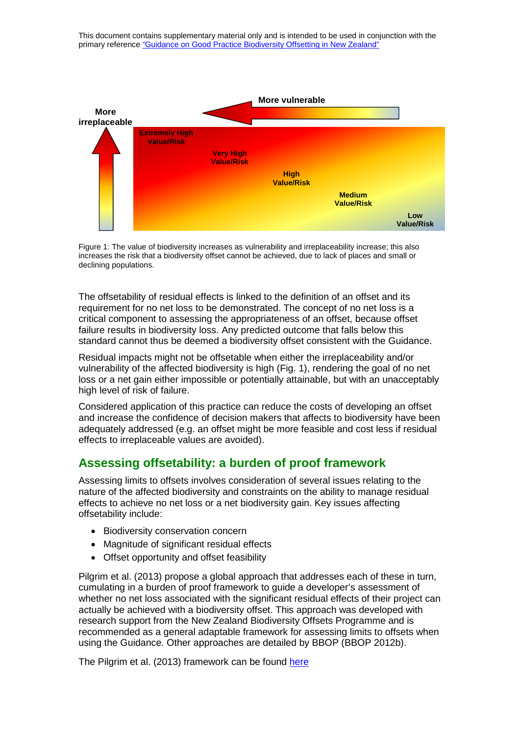This document contains supplementary material only and is intended to be used in conjunction with the primary reference "Guidance on Good Practice Biodiversity Offsetting in New Zealand"

More vulnerable

More irreplaceable

Extremely High Value/Risk

Very High Value/Risk

High Value/Risk

Medium Value/Risk

Low Value/Risk

Figure 1: The value of biodiversity increases as vulnerability and irreplaceability increase; this also increases the risk that a biodiversity offset cannot be achieved, due to lack of places and small or declining populations.

The offsetability of residual effects is linked to the definition of an offset and its requirement for no net loss to be demonstrated. The concept of no net loss is a critical component to assessing the appropriateness of an offset, because offset failure results in biodiversity loss. Any predicted outcome that falls below this standard cannot thus be deemed a biodiversity offset consistent with the Guidance.

Residual impacts might not be offsetable when either the irreplaceability and/or vulnerability of the affected biodiversity is high (Fig. 1), rendering the goal of no net loss or a net gain either impossible or potentially attainable, but with an unacceptably high level of risk of failure.

Considered application of this practice can reduce the costs of developing an offset and increase the confidence of decision makers that affects to biodiversity have been adequately addressed (e.g. an offset might be more feasible and cost less if residual effects to irreplaceable values are avoided).

## Assessing offsetability: a burden of proof framework

Assessing limits to offsets involves consideration of several issues relating to the nature of the affected biodiversity and constraints on the ability to manage residual effects to achieve no net loss or a net biodiversity gain. Key issues affecting offsetability include:

- Biodiversity conservation concern
- Magnitude of significant residual effects
- Offset opportunity and offset feasibility

Pilgrim et al. (2013) propose a global approach that addresses each of these in turn, cumulating in a burden of proof framework to guide a developer's assessment of whether no net loss associated with the significant residual effects of their project can actually be achieved with a biodiversity offset. This approach was developed with research support from the New Zealand Biodiversity Offsets Programme and is recommended as a general adaptable framework for assessing limits to offsets when using the Guidance. Other approaches are detailed by BBOP (BBOP 2012b).

The Pilgrim et al. (2013) framework can be found here